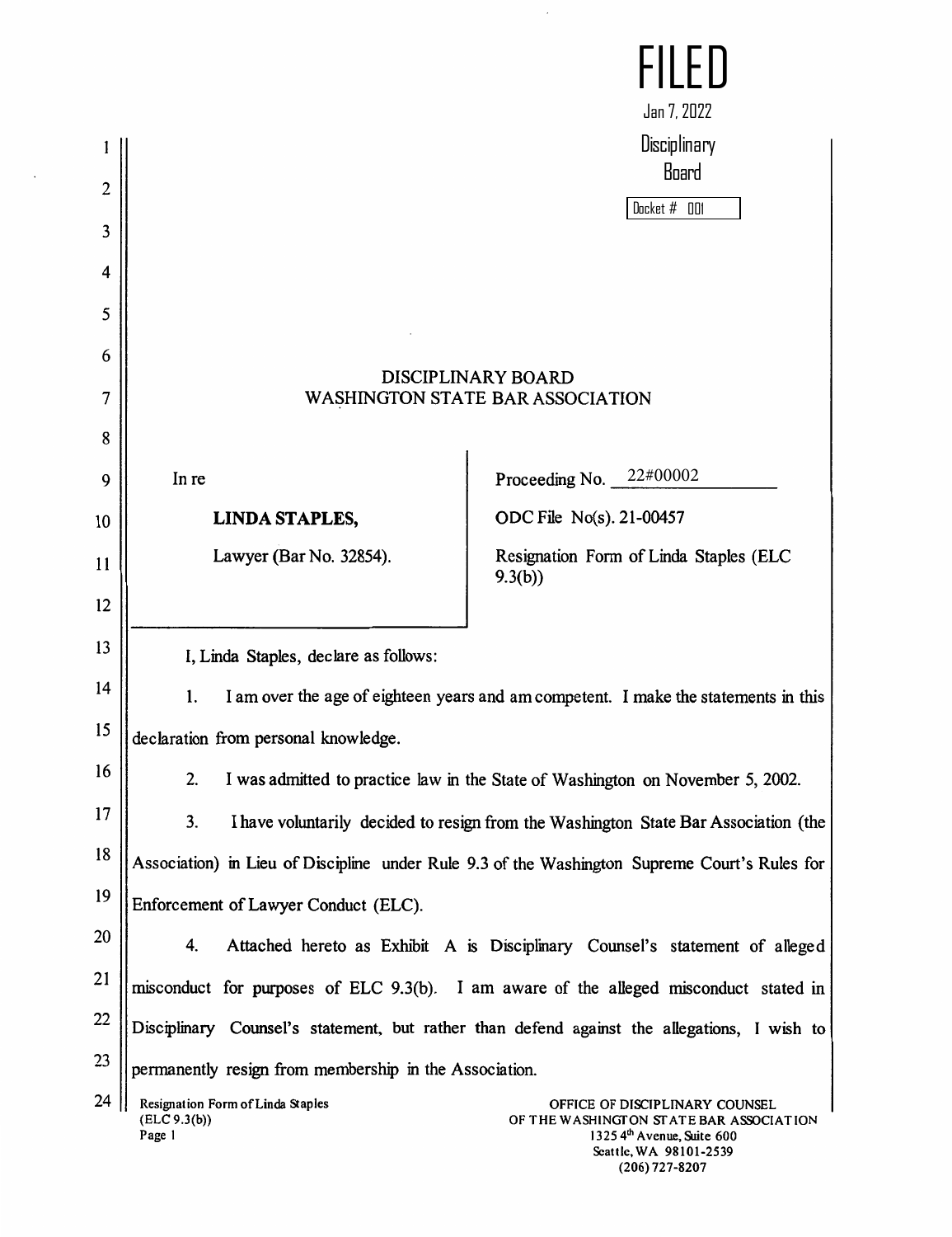FILED

Jan 7, 2022

Disciplinary Board

Docket # 001

# DISCIPLINARY BOARD
# WASHINGTON STATE BAR ASSOCIATION

| In re | Proceeding No. 22#00002 |
| --- | --- |
| **LINDA STAPLES,** | ODC File No(s). 21-00457 |
| Lawyer (Bar No. 32854). | Resignation Form of Linda Staples (ELC 9.3(b)) |

I, Linda Staples, declare as follows:

1. I am over the age of eighteen years and am competent. I make the statements in this declaration from personal knowledge.

2. I was admitted to practice law in the State of Washington on November 5, 2002.

3. I have voluntarily decided to resign from the Washington State Bar Association (the Association) in Lieu of Discipline under Rule 9.3 of the Washington Supreme Court's Rules for Enforcement of Lawyer Conduct (ELC).

4. Attached hereto as Exhibit A is Disciplinary Counsel's statement of alleged misconduct for purposes of ELC 9.3(b). I am aware of the alleged misconduct stated in Disciplinary Counsel's statement, but rather than defend against the allegations, I wish to permanently resign from membership in the Association.

Resignation Form of Linda Staples (ELC 9.3(b))

OFFICE OF DISCIPLINARY COUNSEL
OF THE WASHINGTON STATE BAR ASSOCIATION
1325 4th Avenue, Suite 600
Seattle, WA 98101-2539
(206) 727-8207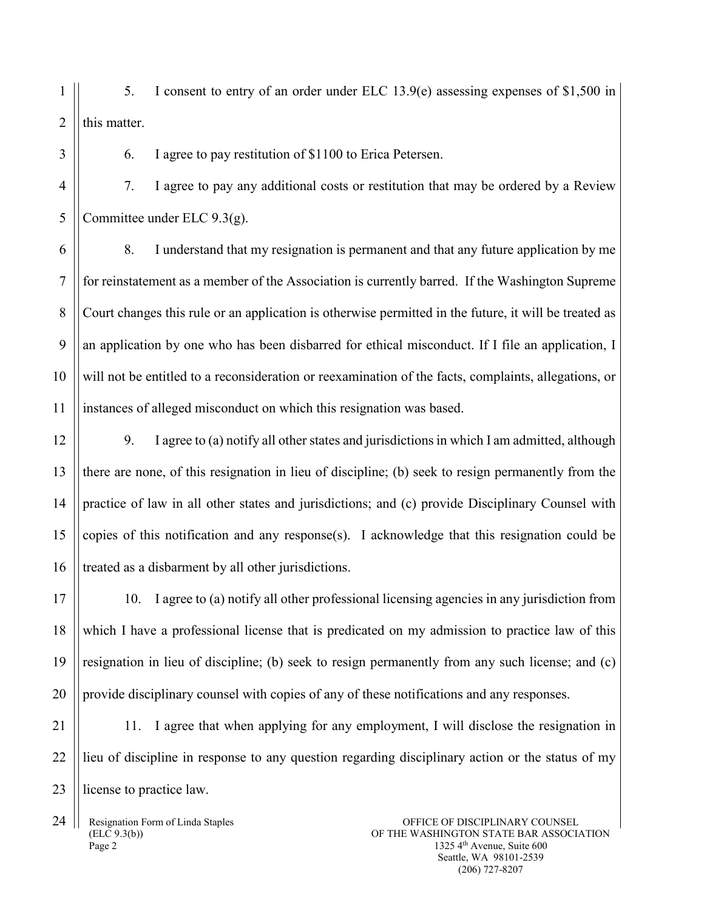5. I consent to entry of an order under ELC 13.9(e) assessing expenses of $1,500 in this matter.

6. I agree to pay restitution of $1100 to Erica Petersen.

7. I agree to pay any additional costs or restitution that may be ordered by a Review Committee under ELC 9.3(g).

8. I understand that my resignation is permanent and that any future application by me for reinstatement as a member of the Association is currently barred. If the Washington Supreme Court changes this rule or an application is otherwise permitted in the future, it will be treated as an application by one who has been disbarred for ethical misconduct. If I file an application, I will not be entitled to a reconsideration or reexamination of the facts, complaints, allegations, or instances of alleged misconduct on which this resignation was based.

9. I agree to (a) notify all other states and jurisdictions in which I am admitted, although there are none, of this resignation in lieu of discipline; (b) seek to resign permanently from the practice of law in all other states and jurisdictions; and (c) provide Disciplinary Counsel with copies of this notification and any response(s). I acknowledge that this resignation could be treated as a disbarment by all other jurisdictions.

10. I agree to (a) notify all other professional licensing agencies in any jurisdiction from which I have a professional license that is predicated on my admission to practice law of this resignation in lieu of discipline; (b) seek to resign permanently from any such license; and (c) provide disciplinary counsel with copies of any of these notifications and any responses.

11. I agree that when applying for any employment, I will disclose the resignation in lieu of discipline in response to any question regarding disciplinary action or the status of my license to practice law.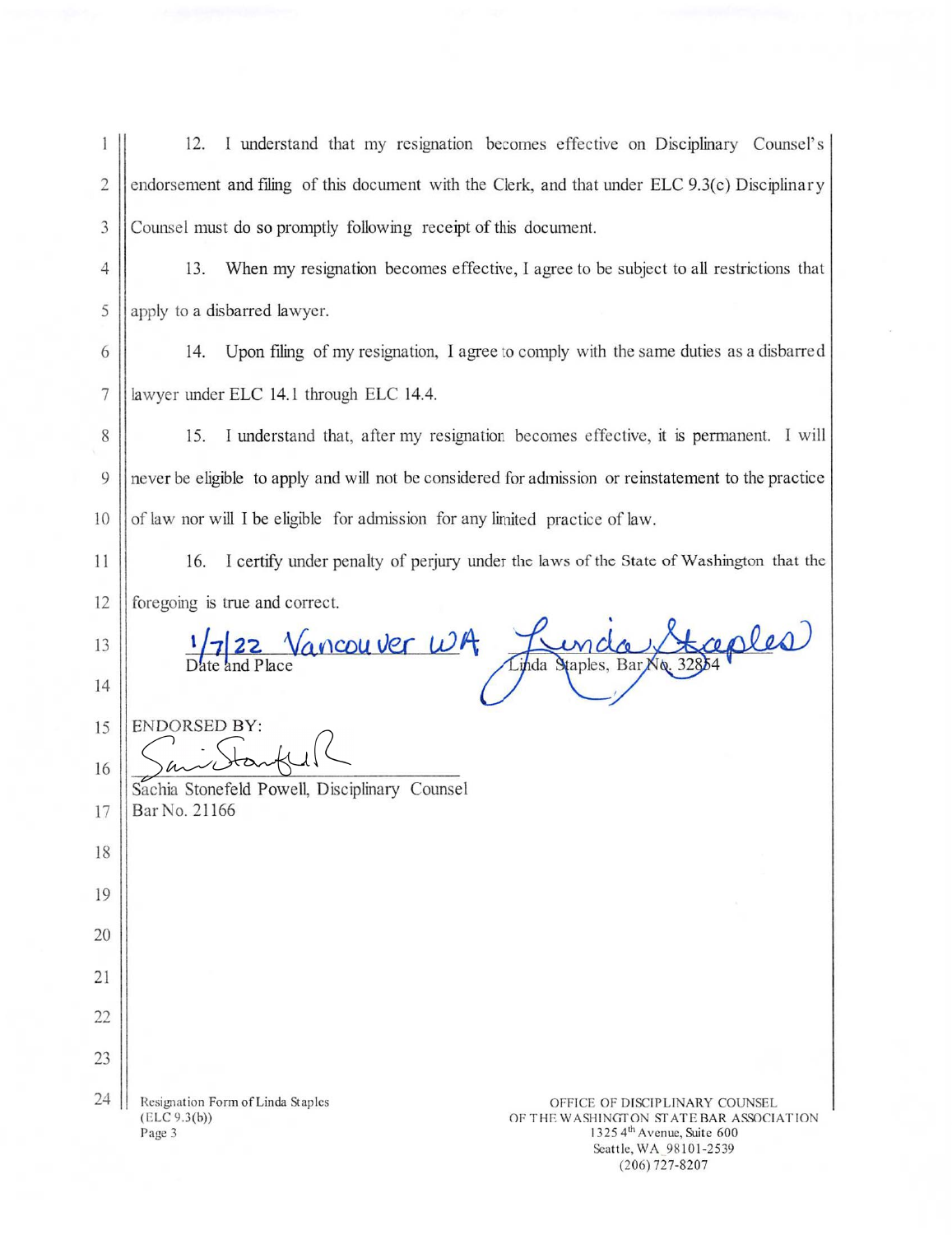12. I understand that my resignation becomes effective on Disciplinary Counsel's endorsement and filing of this document with the Clerk, and that under ELC 9.3(c) Disciplinary Counsel must do so promptly following receipt of this document.

13. When my resignation becomes effective, I agree to be subject to all restrictions that apply to a disbarred lawyer.

14. Upon filing of my resignation, I agree to comply with the same duties as a disbarred lawyer under ELC 14.1 through ELC 14.4.

15. I understand that, after my resignation becomes effective, it is permanent. I will never be eligible to apply and will not be considered for admission or reinstatement to the practice of law nor will I be eligible for admission for any limited practice of law.

16. I certify under penalty of perjury under the laws of the State of Washington that the foregoing is true and correct.

1/7/22 Vancouver WA
Date and Place

Linda Staples
Linda Staples, Bar No. 32854

ENDORSED BY:

Sachia Stonefeld Powell, Disciplinary Counsel
Bar No. 21166

Resignation Form of Linda Staples
(ELC 9.3(b))

OFFICE OF DISCIPLINARY COUNSEL
OF THE WASHINGTON STATE BAR ASSOCIATION
1325 4th Avenue, Suite 600
Seattle, WA 98101-2539
(206) 727-8207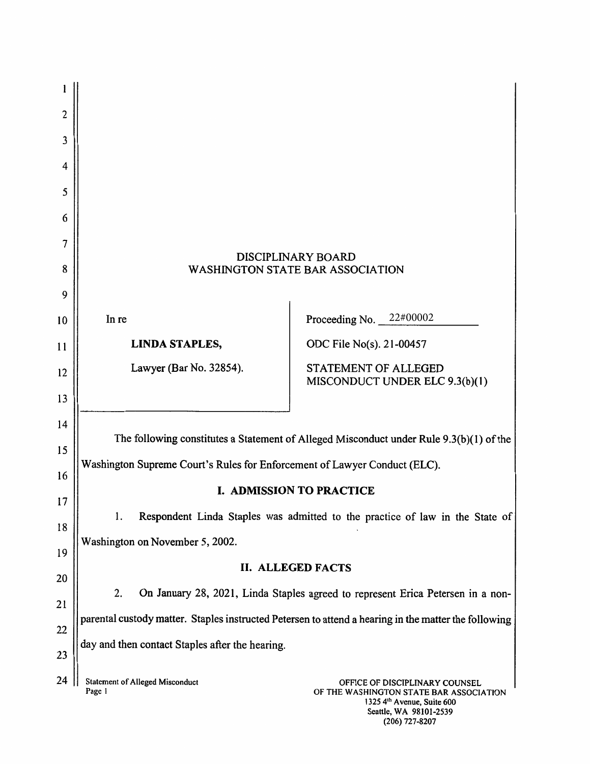## DISCIPLINARY BOARD
## WASHINGTON STATE BAR ASSOCIATION

| | |
|---|---|
| In re<br><br>**LINDA STAPLES,**<br><br>Lawyer (Bar No. 32854). | Proceeding No. 22#00002<br><br>ODC File No(s). 21-00457<br><br>STATEMENT OF ALLEGED MISCONDUCT UNDER ELC 9.3(b)(1) |

The following constitutes a Statement of Alleged Misconduct under Rule 9.3(b)(1) of the Washington Supreme Court's Rules for Enforcement of Lawyer Conduct (ELC).

### I. ADMISSION TO PRACTICE

1. Respondent Linda Staples was admitted to the practice of law in the State of Washington on November 5, 2002.

### II. ALLEGED FACTS

2. On January 28, 2021, Linda Staples agreed to represent Erica Petersen in a non-parental custody matter. Staples instructed Petersen to attend a hearing in the matter the following day and then contact Staples after the hearing.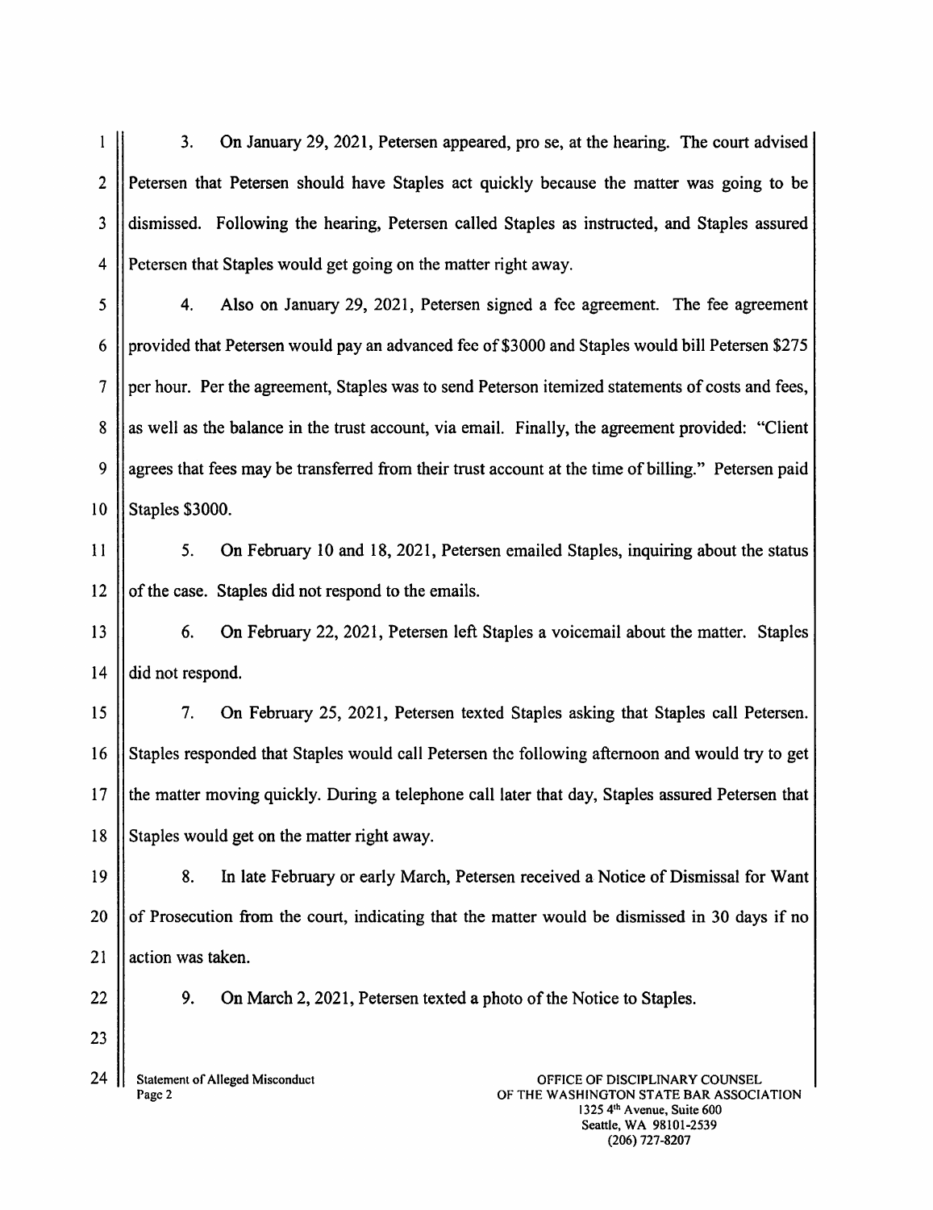3. On January 29, 2021, Petersen appeared, pro se, at the hearing. The court advised Petersen that Petersen should have Staples act quickly because the matter was going to be dismissed. Following the hearing, Petersen called Staples as instructed, and Staples assured Petersen that Staples would get going on the matter right away.

4. Also on January 29, 2021, Petersen signed a fee agreement. The fee agreement provided that Petersen would pay an advanced fee of $3000 and Staples would bill Petersen $275 per hour. Per the agreement, Staples was to send Peterson itemized statements of costs and fees, as well as the balance in the trust account, via email. Finally, the agreement provided: "Client agrees that fees may be transferred from their trust account at the time of billing." Petersen paid Staples $3000.

5. On February 10 and 18, 2021, Petersen emailed Staples, inquiring about the status of the case. Staples did not respond to the emails.

6. On February 22, 2021, Petersen left Staples a voicemail about the matter. Staples did not respond.

7. On February 25, 2021, Petersen texted Staples asking that Staples call Petersen. Staples responded that Staples would call Petersen the following afternoon and would try to get the matter moving quickly. During a telephone call later that day, Staples assured Petersen that Staples would get on the matter right away.

8. In late February or early March, Petersen received a Notice of Dismissal for Want of Prosecution from the court, indicating that the matter would be dismissed in 30 days if no action was taken.

9. On March 2, 2021, Petersen texted a photo of the Notice to Staples.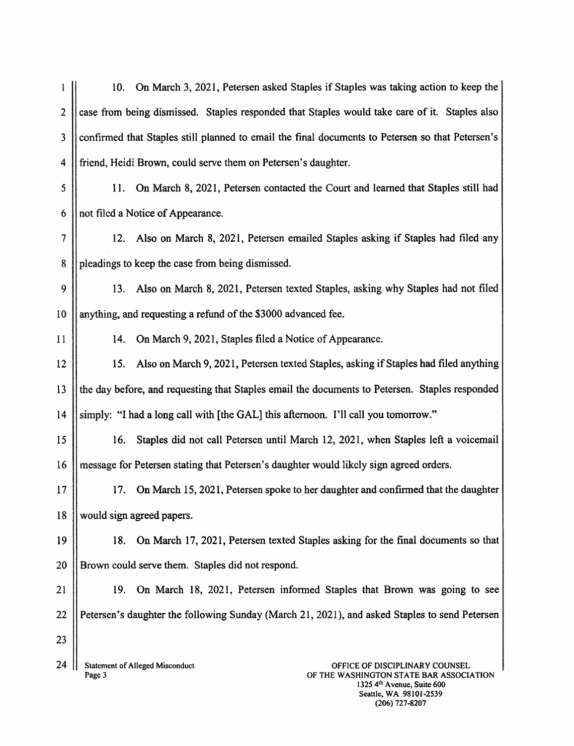10. On March 3, 2021, Petersen asked Staples if Staples was taking action to keep the case from being dismissed. Staples responded that Staples would take care of it. Staples also confirmed that Staples still planned to email the final documents to Petersen so that Petersen's friend, Heidi Brown, could serve them on Petersen's daughter.

11. On March 8, 2021, Petersen contacted the Court and learned that Staples still had not filed a Notice of Appearance.

12. Also on March 8, 2021, Petersen emailed Staples asking if Staples had filed any pleadings to keep the case from being dismissed.

13. Also on March 8, 2021, Petersen texted Staples, asking why Staples had not filed anything, and requesting a refund of the $3000 advanced fee.

14. On March 9, 2021, Staples filed a Notice of Appearance.

15. Also on March 9, 2021, Petersen texted Staples, asking if Staples had filed anything the day before, and requesting that Staples email the documents to Petersen. Staples responded simply: "I had a long call with [the GAL] this afternoon. I'll call you tomorrow."

16. Staples did not call Petersen until March 12, 2021, when Staples left a voicemail message for Petersen stating that Petersen's daughter would likely sign agreed orders.

17. On March 15, 2021, Petersen spoke to her daughter and confirmed that the daughter would sign agreed papers.

18. On March 17, 2021, Petersen texted Staples asking for the final documents so that Brown could serve them. Staples did not respond.

19. On March 18, 2021, Petersen informed Staples that Brown was going to see Petersen's daughter the following Sunday (March 21, 2021), and asked Staples to send Petersen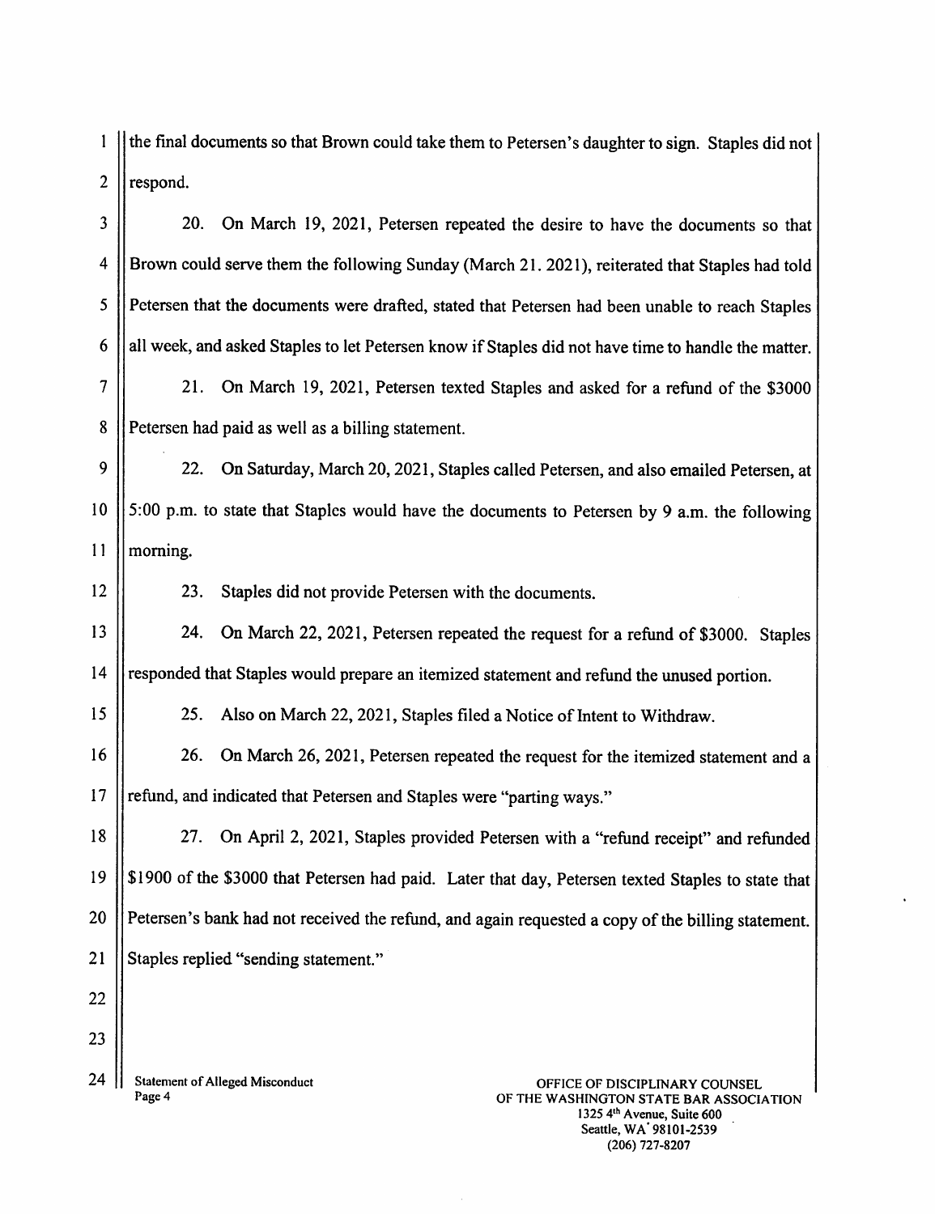the final documents so that Brown could take them to Petersen's daughter to sign. Staples did not respond.

20. On March 19, 2021, Petersen repeated the desire to have the documents so that Brown could serve them the following Sunday (March 21. 2021), reiterated that Staples had told Petersen that the documents were drafted, stated that Petersen had been unable to reach Staples all week, and asked Staples to let Petersen know if Staples did not have time to handle the matter.

21. On March 19, 2021, Petersen texted Staples and asked for a refund of the $3000 Petersen had paid as well as a billing statement.

22. On Saturday, March 20, 2021, Staples called Petersen, and also emailed Petersen, at 5:00 p.m. to state that Staples would have the documents to Petersen by 9 a.m. the following morning.

23. Staples did not provide Petersen with the documents.

24. On March 22, 2021, Petersen repeated the request for a refund of $3000. Staples responded that Staples would prepare an itemized statement and refund the unused portion.

25. Also on March 22, 2021, Staples filed a Notice of Intent to Withdraw.

26. On March 26, 2021, Petersen repeated the request for the itemized statement and a refund, and indicated that Petersen and Staples were "parting ways."

27. On April 2, 2021, Staples provided Petersen with a "refund receipt" and refunded $1900 of the $3000 that Petersen had paid. Later that day, Petersen texted Staples to state that Petersen's bank had not received the refund, and again requested a copy of the billing statement. Staples replied "sending statement."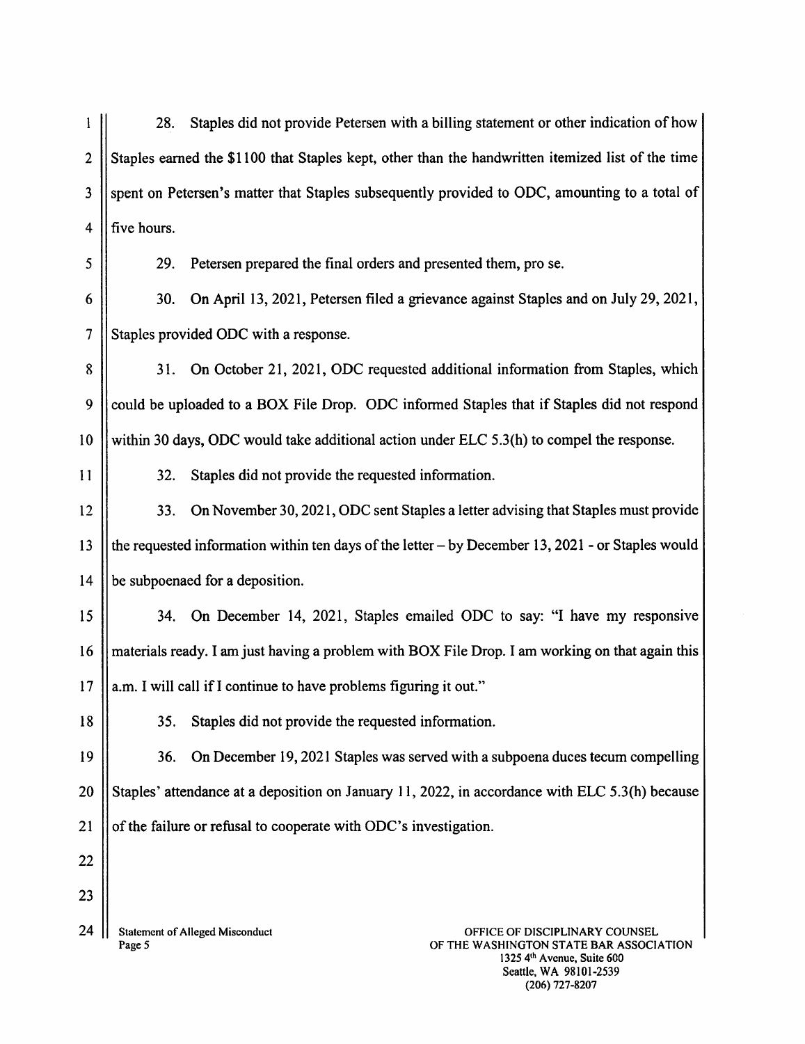28. Staples did not provide Petersen with a billing statement or other indication of how Staples earned the $1100 that Staples kept, other than the handwritten itemized list of the time spent on Petersen's matter that Staples subsequently provided to ODC, amounting to a total of five hours.

29. Petersen prepared the final orders and presented them, pro se.

30. On April 13, 2021, Petersen filed a grievance against Staples and on July 29, 2021, Staples provided ODC with a response.

31. On October 21, 2021, ODC requested additional information from Staples, which could be uploaded to a BOX File Drop. ODC informed Staples that if Staples did not respond within 30 days, ODC would take additional action under ELC 5.3(h) to compel the response.

32. Staples did not provide the requested information.

33. On November 30, 2021, ODC sent Staples a letter advising that Staples must provide the requested information within ten days of the letter – by December 13, 2021 - or Staples would be subpoenaed for a deposition.

34. On December 14, 2021, Staples emailed ODC to say: "I have my responsive materials ready. I am just having a problem with BOX File Drop. I am working on that again this a.m. I will call if I continue to have problems figuring it out."

35. Staples did not provide the requested information.

36. On December 19, 2021 Staples was served with a subpoena duces tecum compelling Staples' attendance at a deposition on January 11, 2022, in accordance with ELC 5.3(h) because of the failure or refusal to cooperate with ODC's investigation.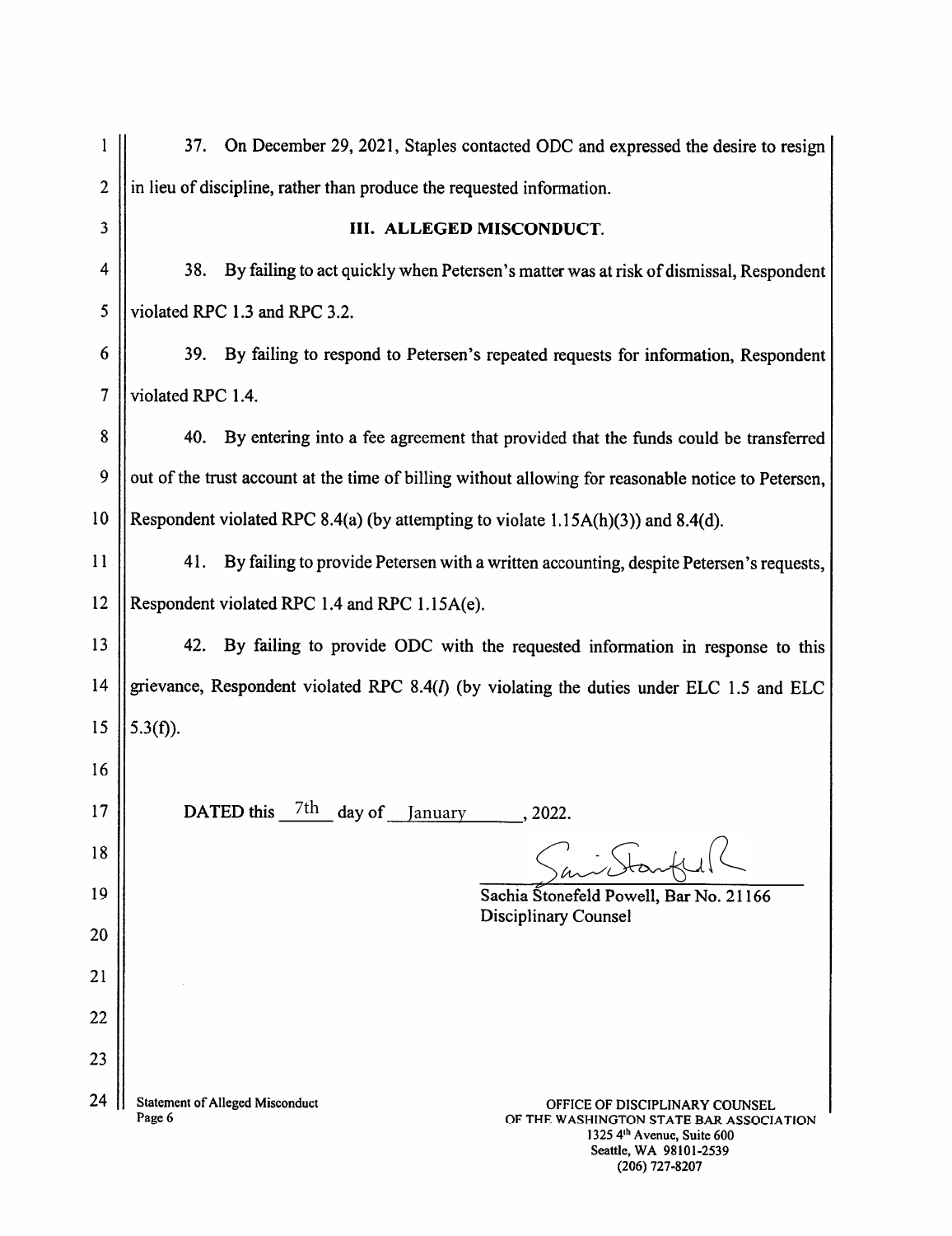37. On December 29, 2021, Staples contacted ODC and expressed the desire to resign in lieu of discipline, rather than produce the requested information.

## III. ALLEGED MISCONDUCT.

38. By failing to act quickly when Petersen's matter was at risk of dismissal, Respondent violated RPC 1.3 and RPC 3.2.

39. By failing to respond to Petersen's repeated requests for information, Respondent violated RPC 1.4.

40. By entering into a fee agreement that provided that the funds could be transferred out of the trust account at the time of billing without allowing for reasonable notice to Petersen, Respondent violated RPC 8.4(a) (by attempting to violate 1.15A(h)(3)) and 8.4(d).

41. By failing to provide Petersen with a written accounting, despite Petersen's requests, Respondent violated RPC 1.4 and RPC 1.15A(e).

42. By failing to provide ODC with the requested information in response to this grievance, Respondent violated RPC 8.4(*l*) (by violating the duties under ELC 1.5 and ELC 5.3(f)).

DATED this 7th day of January, 2022.

Sachia Stonefeld Powell, Bar No. 21166
Disciplinary Counsel

Statement of Alleged Misconduct
Page 6

OFFICE OF DISCIPLINARY COUNSEL
OF THE WASHINGTON STATE BAR ASSOCIATION
1325 4th Avenue, Suite 600
Seattle, WA 98101-2539
(206) 727-8207